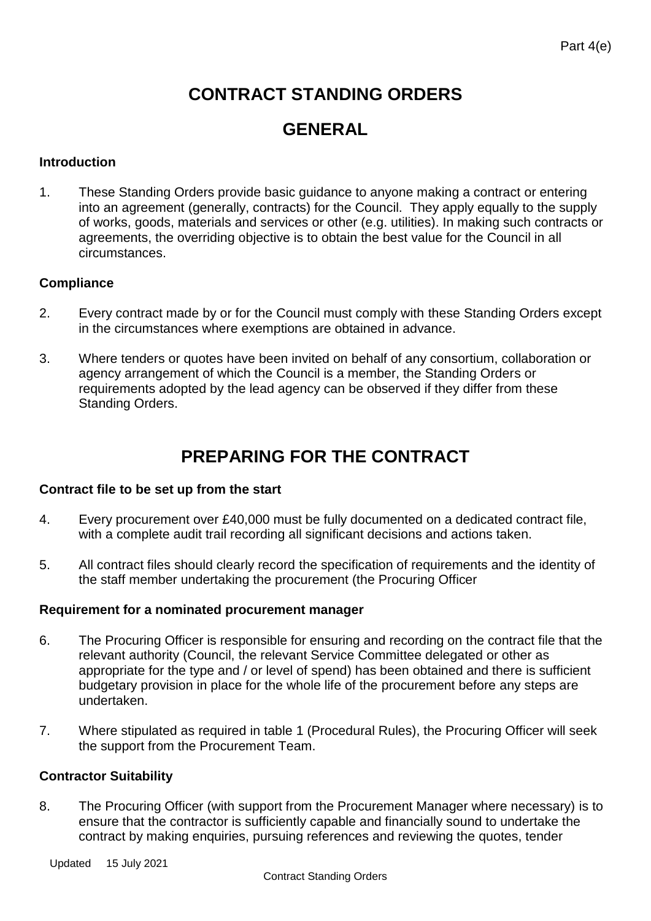Part 4(e)

# CONTRACT STANDING ORDERS

# GENERAL

### Introduction

1. These Standing Orders provide basic guidance to anyone making a contract or entering into an agreement (generally, contracts) for the Council. They apply equally to the supply of works, goods, materials and services or other (e.g. utilities). In making such contracts or agreements, the overriding objective is to obtain the best value for the Council in all circumstances.

### Compliance

2. Every contract made by or for the Council must comply with these Standing Orders except in the circumstances where exemptions are obtained in advance.

3. Where tenders or quotes have been invited on behalf of any consortium, collaboration or agency arrangement of which the Council is a member, the Standing Orders or requirements adopted by the lead agency can be observed if they differ from these Standing Orders.

# PREPARING FOR THE CONTRACT

### Contract file to be set up from the start

4. Every procurement over £40,000 must be fully documented on a dedicated contract file, with a complete audit trail recording all significant decisions and actions taken.

5. All contract files should clearly record the specification of requirements and the identity of the staff member undertaking the procurement (the Procuring Officer

### Requirement for a nominated procurement manager

6. The Procuring Officer is responsible for ensuring and recording on the contract file that the relevant authority (Council, the relevant Service Committee delegated or other as appropriate for the type and / or level of spend) has been obtained and there is sufficient budgetary provision in place for the whole life of the procurement before any steps are undertaken.

7. Where stipulated as required in table 1 (Procedural Rules), the Procuring Officer will seek the support from the Procurement Team.

### Contractor Suitability

8. The Procuring Officer (with support from the Procurement Manager where necessary) is to ensure that the contractor is sufficiently capable and financially sound to undertake the contract by making enquiries, pursuing references and reviewing the quotes, tender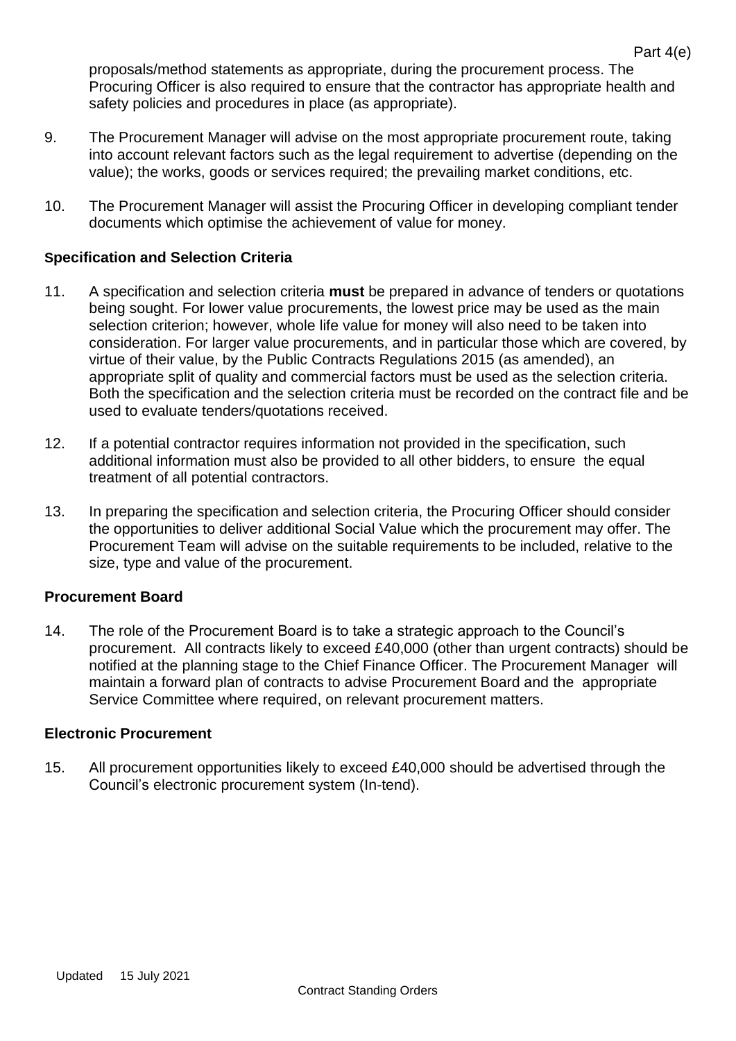proposals/method statements as appropriate, during the procurement process. The Procuring Officer is also required to ensure that the contractor has appropriate health and safety policies and procedures in place (as appropriate).

9. The Procurement Manager will advise on the most appropriate procurement route, taking into account relevant factors such as the legal requirement to advertise (depending on the value); the works, goods or services required; the prevailing market conditions, etc.

10. The Procurement Manager will assist the Procuring Officer in developing compliant tender documents which optimise the achievement of value for money.

### Specification and Selection Criteria

11. A specification and selection criteria **must** be prepared in advance of tenders or quotations being sought. For lower value procurements, the lowest price may be used as the main selection criterion; however, whole life value for money will also need to be taken into consideration. For larger value procurements, and in particular those which are covered, by virtue of their value, by the Public Contracts Regulations 2015 (as amended), an appropriate split of quality and commercial factors must be used as the selection criteria. Both the specification and the selection criteria must be recorded on the contract file and be used to evaluate tenders/quotations received.

12. If a potential contractor requires information not provided in the specification, such additional information must also be provided to all other bidders, to ensure the equal treatment of all potential contractors.

13. In preparing the specification and selection criteria, the Procuring Officer should consider the opportunities to deliver additional Social Value which the procurement may offer. The Procurement Team will advise on the suitable requirements to be included, relative to the size, type and value of the procurement.

### Procurement Board

14. The role of the Procurement Board is to take a strategic approach to the Council's procurement. All contracts likely to exceed £40,000 (other than urgent contracts) should be notified at the planning stage to the Chief Finance Officer. The Procurement Manager will maintain a forward plan of contracts to advise Procurement Board and the appropriate Service Committee where required, on relevant procurement matters.

### Electronic Procurement

15. All procurement opportunities likely to exceed £40,000 should be advertised through the Council's electronic procurement system (In-tend).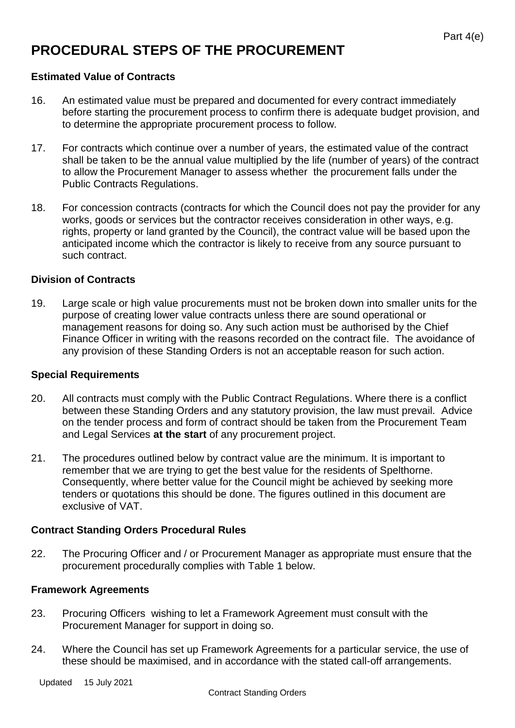# PROCEDURAL STEPS OF THE PROCUREMENT

### Estimated Value of Contracts

16. An estimated value must be prepared and documented for every contract immediately before starting the procurement process to confirm there is adequate budget provision, and to determine the appropriate procurement process to follow.

17. For contracts which continue over a number of years, the estimated value of the contract shall be taken to be the annual value multiplied by the life (number of years) of the contract to allow the Procurement Manager to assess whether the procurement falls under the Public Contracts Regulations.

18. For concession contracts (contracts for which the Council does not pay the provider for any works, goods or services but the contractor receives consideration in other ways, e.g. rights, property or land granted by the Council), the contract value will be based upon the anticipated income which the contractor is likely to receive from any source pursuant to such contract.

### Division of Contracts

19. Large scale or high value procurements must not be broken down into smaller units for the purpose of creating lower value contracts unless there are sound operational or management reasons for doing so. Any such action must be authorised by the Chief Finance Officer in writing with the reasons recorded on the contract file. The avoidance of any provision of these Standing Orders is not an acceptable reason for such action.

### Special Requirements

20. All contracts must comply with the Public Contract Regulations. Where there is a conflict between these Standing Orders and any statutory provision, the law must prevail. Advice on the tender process and form of contract should be taken from the Procurement Team and Legal Services **at the start** of any procurement project.

21. The procedures outlined below by contract value are the minimum. It is important to remember that we are trying to get the best value for the residents of Spelthorne. Consequently, where better value for the Council might be achieved by seeking more tenders or quotations this should be done. The figures outlined in this document are exclusive of VAT.

### Contract Standing Orders Procedural Rules

22. The Procuring Officer and / or Procurement Manager as appropriate must ensure that the procurement procedurally complies with Table 1 below.

### Framework Agreements

23. Procuring Officers wishing to let a Framework Agreement must consult with the Procurement Manager for support in doing so.

24. Where the Council has set up Framework Agreements for a particular service, the use of these should be maximised, and in accordance with the stated call-off arrangements.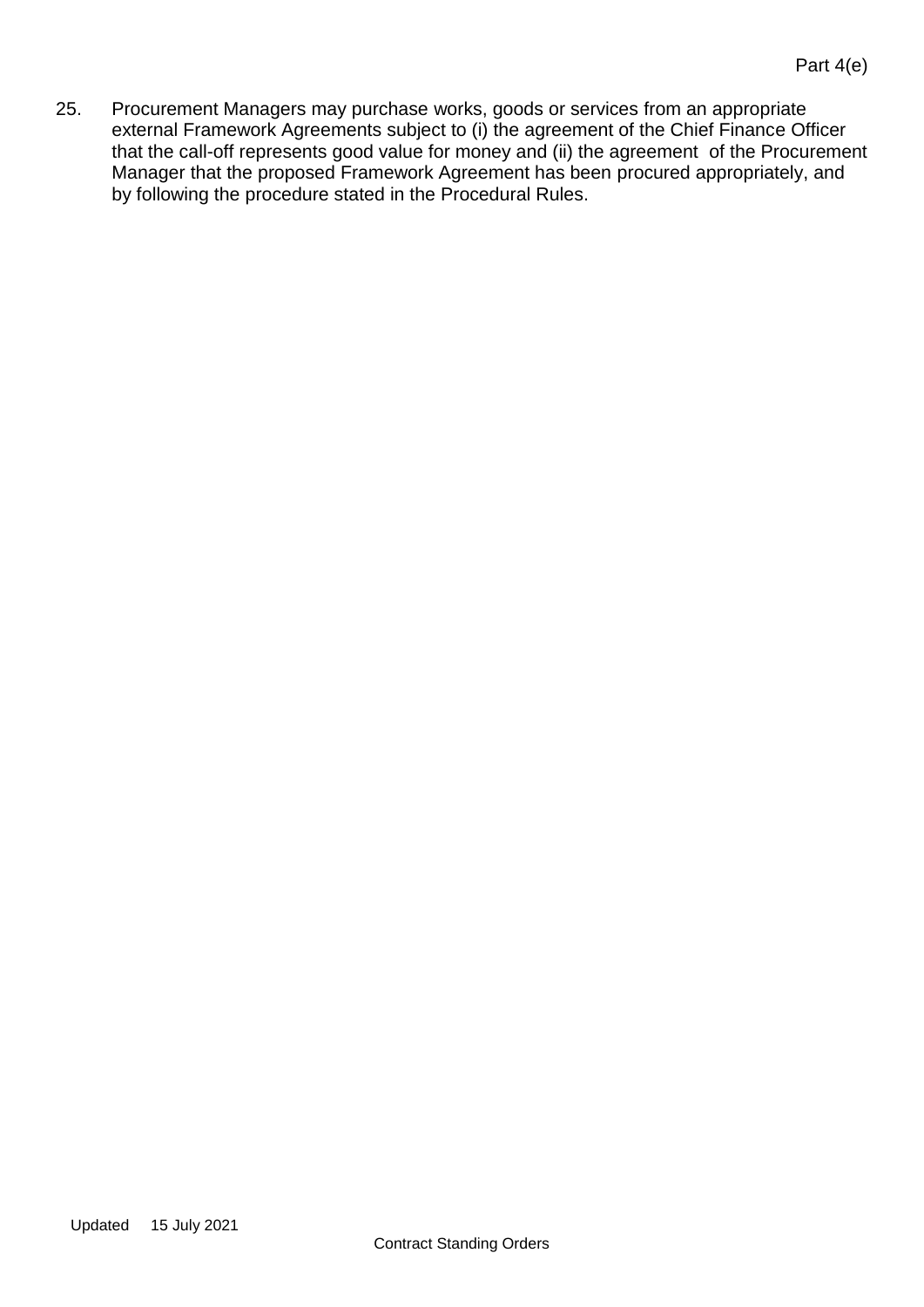25. Procurement Managers may purchase works, goods or services from an appropriate external Framework Agreements subject to (i) the agreement of the Chief Finance Officer that the call-off represents good value for money and (ii) the agreement of the Procurement Manager that the proposed Framework Agreement has been procured appropriately, and by following the procedure stated in the Procedural Rules.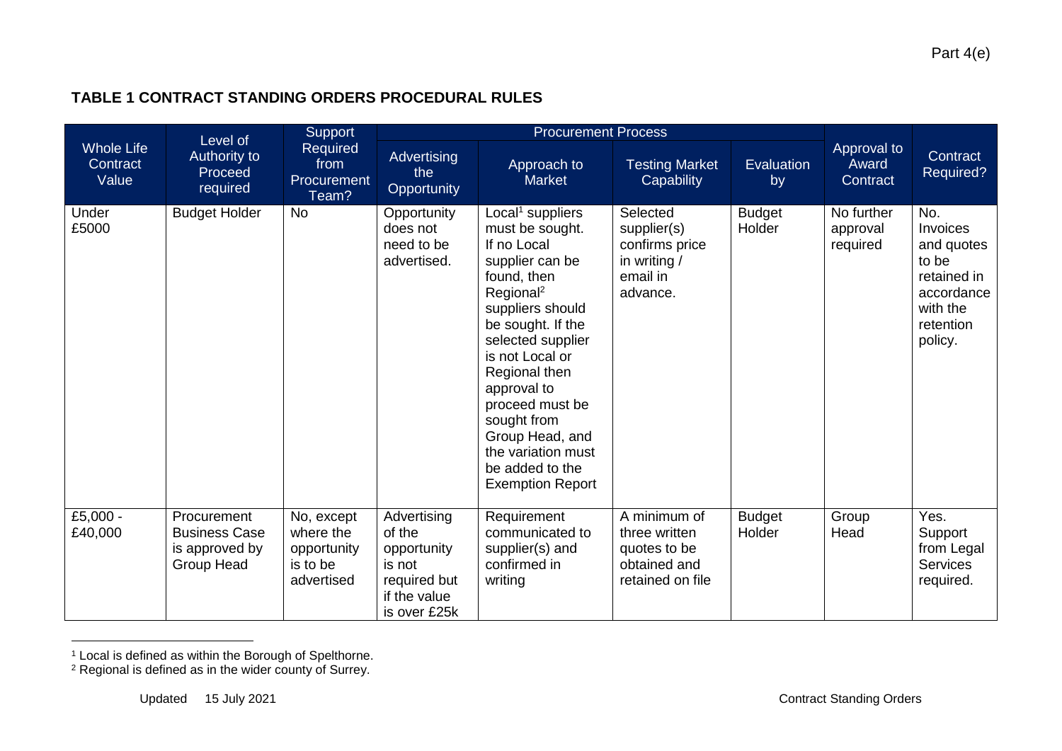Part 4(e)

**TABLE 1 CONTRACT STANDING ORDERS PROCEDURAL RULES**

| Whole Life Contract Value | Level of Authority to Proceed required | Support Required from Procurement Team? | Procurement Process | | | | Approval to Award Contract | Contract Required? |
|---|---|---|---|---|---|---|---|---|
| | | | Advertising the Opportunity | Approach to Market | Testing Market Capability | Evaluation by | | |
| Under £5000 | Budget Holder | No | Opportunity does not need to be advertised. | Local[1] suppliers must be sought. If no Local supplier can be found, then Regional[2] suppliers should be sought. If the selected supplier is not Local or Regional then approval to proceed must be sought from Group Head, and the variation must be added to the Exemption Report | Selected supplier(s) confirms price in writing / email in advance. | Budget Holder | No further approval required | No. Invoices and quotes to be retained in accordance with the retention policy. |
| £5,000 - £40,000 | Procurement Business Case is approved by Group Head | No, except where the opportunity is to be advertised | Advertising of the opportunity is not required but if the value is over £25k | Requirement communicated to supplier(s) and confirmed in writing | A minimum of three written quotes to be obtained and retained on file | Budget Holder | Group Head | Yes. Support from Legal Services required. |

[1] Local is defined as within the Borough of Spelthorne.
[2] Regional is defined as in the wider county of Surrey.

Updated 15 July 2021 Contract Standing Orders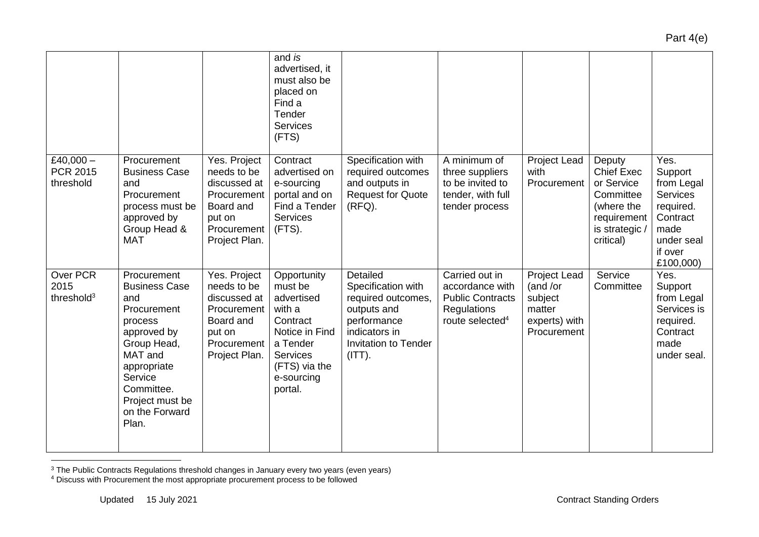Part 4(e)

| | | | | | | | | |
|---|---|---|---|---|---|---|---|---|
| | | | and *is* advertised, it must also be placed on Find a Tender Services (FTS) | | | | | |
| £40,000 – PCR 2015 threshold | Procurement Business Case and Procurement process must be approved by Group Head & MAT | Yes. Project needs to be discussed at Procurement Board and put on Procurement Project Plan. | Contract advertised on e-sourcing portal and on Find a Tender Services (FTS). | Specification with required outcomes and outputs in Request for Quote (RFQ). | A minimum of three suppliers to be invited to tender, with full tender process | Project Lead with Procurement | Deputy Chief Exec or Service Committee (where the requirement is strategic / critical) | Yes. Support from Legal Services required. Contract made under seal if over £100,000) |
| Over PCR 2015 threshold[3] | Procurement Business Case and Procurement process approved by Group Head, MAT and appropriate Service Committee. Project must be on the Forward Plan. | Yes. Project needs to be discussed at Procurement Board and put on Procurement Project Plan. | Opportunity must be advertised with a Contract Notice in Find a Tender Services (FTS) via the e-sourcing portal. | Detailed Specification with required outcomes, outputs and performance indicators in Invitation to Tender (ITT). | Carried out in accordance with Public Contracts Regulations route selected[4] | Project Lead (and /or subject matter experts) with Procurement | Service Committee | Yes. Support from Legal Services is required. Contract made under seal. |

[3] The Public Contracts Regulations threshold changes in January every two years (even years)

[4] Discuss with Procurement the most appropriate procurement process to be followed

Updated 15 July 2021 Contract Standing Orders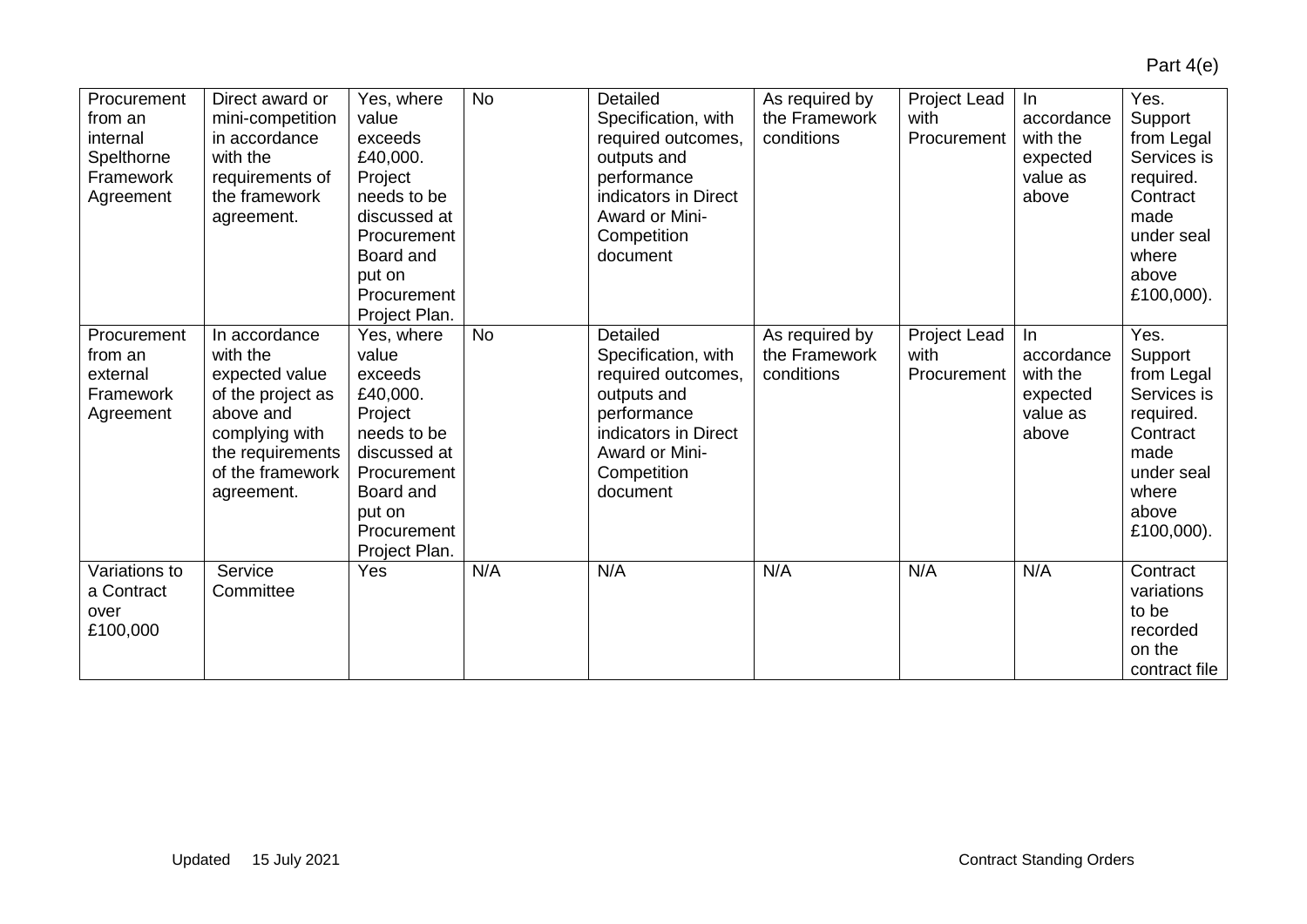Part 4(e)

| | | | | | | | | |
|---|---|---|---|---|---|---|---|---|
| Procurement from an internal Spelthorne Framework Agreement | Direct award or mini-competition in accordance with the requirements of the framework agreement. | Yes, where value exceeds £40,000. Project needs to be discussed at Procurement Board and put on Procurement Project Plan. | No | Detailed Specification, with required outcomes, outputs and performance indicators in Direct Award or Mini-Competition document | As required by the Framework conditions | Project Lead with Procurement | In accordance with the expected value as above | Yes. Support from Legal Services is required. Contract made under seal where above £100,000). |
| Procurement from an external Framework Agreement | In accordance with the expected value of the project as above and complying with the requirements of the framework agreement. | Yes, where value exceeds £40,000. Project needs to be discussed at Procurement Board and put on Procurement Project Plan. | No | Detailed Specification, with required outcomes, outputs and performance indicators in Direct Award or Mini-Competition document | As required by the Framework conditions | Project Lead with Procurement | In accordance with the expected value as above | Yes. Support from Legal Services is required. Contract made under seal where above £100,000). |
| Variations to a Contract over £100,000 | Service Committee | Yes | N/A | N/A | N/A | N/A | N/A | Contract variations to be recorded on the contract file |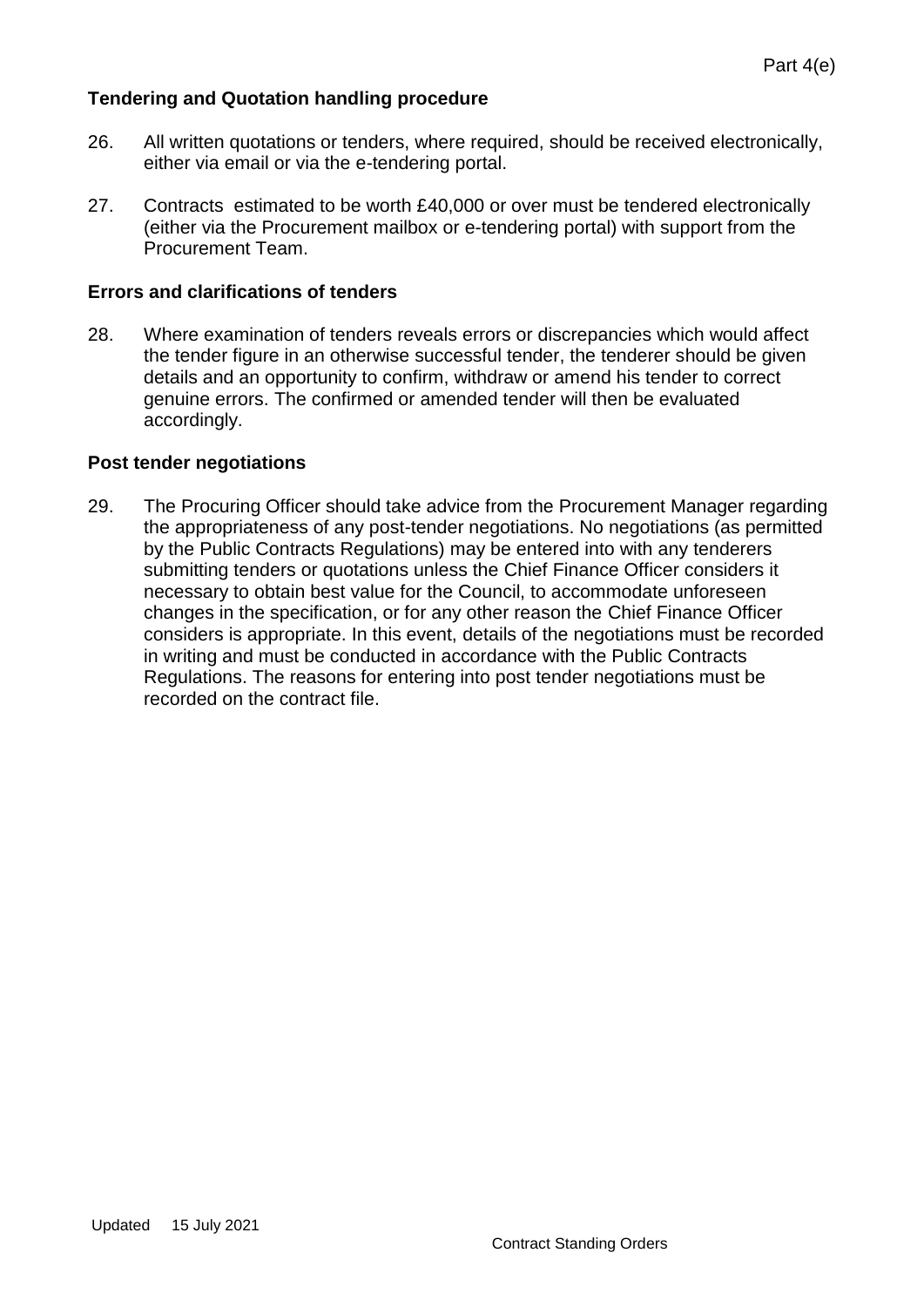### Tendering and Quotation handling procedure

26. All written quotations or tenders, where required, should be received electronically, either via email or via the e-tendering portal.

27. Contracts estimated to be worth £40,000 or over must be tendered electronically (either via the Procurement mailbox or e-tendering portal) with support from the Procurement Team.

### Errors and clarifications of tenders

28. Where examination of tenders reveals errors or discrepancies which would affect the tender figure in an otherwise successful tender, the tenderer should be given details and an opportunity to confirm, withdraw or amend his tender to correct genuine errors. The confirmed or amended tender will then be evaluated accordingly.

### Post tender negotiations

29. The Procuring Officer should take advice from the Procurement Manager regarding the appropriateness of any post-tender negotiations. No negotiations (as permitted by the Public Contracts Regulations) may be entered into with any tenderers submitting tenders or quotations unless the Chief Finance Officer considers it necessary to obtain best value for the Council, to accommodate unforeseen changes in the specification, or for any other reason the Chief Finance Officer considers is appropriate. In this event, details of the negotiations must be recorded in writing and must be conducted in accordance with the Public Contracts Regulations. The reasons for entering into post tender negotiations must be recorded on the contract file.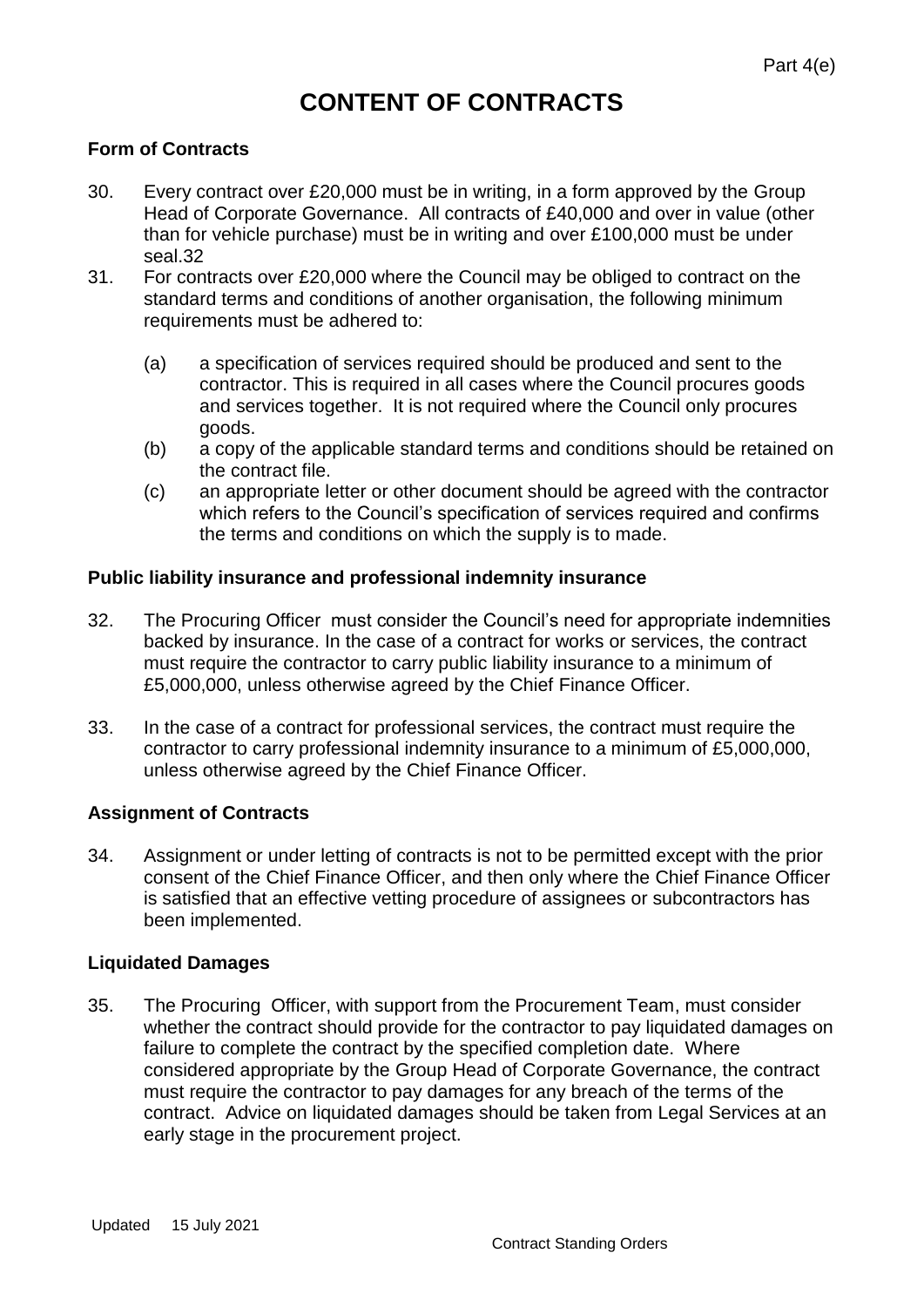# CONTENT OF CONTRACTS

### Form of Contracts

30. Every contract over £20,000 must be in writing, in a form approved by the Group Head of Corporate Governance. All contracts of £40,000 and over in value (other than for vehicle purchase) must be in writing and over £100,000 must be under seal.32

31. For contracts over £20,000 where the Council may be obliged to contract on the standard terms and conditions of another organisation, the following minimum requirements must be adhered to:

    (a) a specification of services required should be produced and sent to the contractor. This is required in all cases where the Council procures goods and services together. It is not required where the Council only procures goods.

    (b) a copy of the applicable standard terms and conditions should be retained on the contract file.

    (c) an appropriate letter or other document should be agreed with the contractor which refers to the Council's specification of services required and confirms the terms and conditions on which the supply is to made.

### Public liability insurance and professional indemnity insurance

32. The Procuring Officer must consider the Council's need for appropriate indemnities backed by insurance. In the case of a contract for works or services, the contract must require the contractor to carry public liability insurance to a minimum of £5,000,000, unless otherwise agreed by the Chief Finance Officer.

33. In the case of a contract for professional services, the contract must require the contractor to carry professional indemnity insurance to a minimum of £5,000,000, unless otherwise agreed by the Chief Finance Officer.

### Assignment of Contracts

34. Assignment or under letting of contracts is not to be permitted except with the prior consent of the Chief Finance Officer, and then only where the Chief Finance Officer is satisfied that an effective vetting procedure of assignees or subcontractors has been implemented.

### Liquidated Damages

35. The Procuring Officer, with support from the Procurement Team, must consider whether the contract should provide for the contractor to pay liquidated damages on failure to complete the contract by the specified completion date. Where considered appropriate by the Group Head of Corporate Governance, the contract must require the contractor to pay damages for any breach of the terms of the contract. Advice on liquidated damages should be taken from Legal Services at an early stage in the procurement project.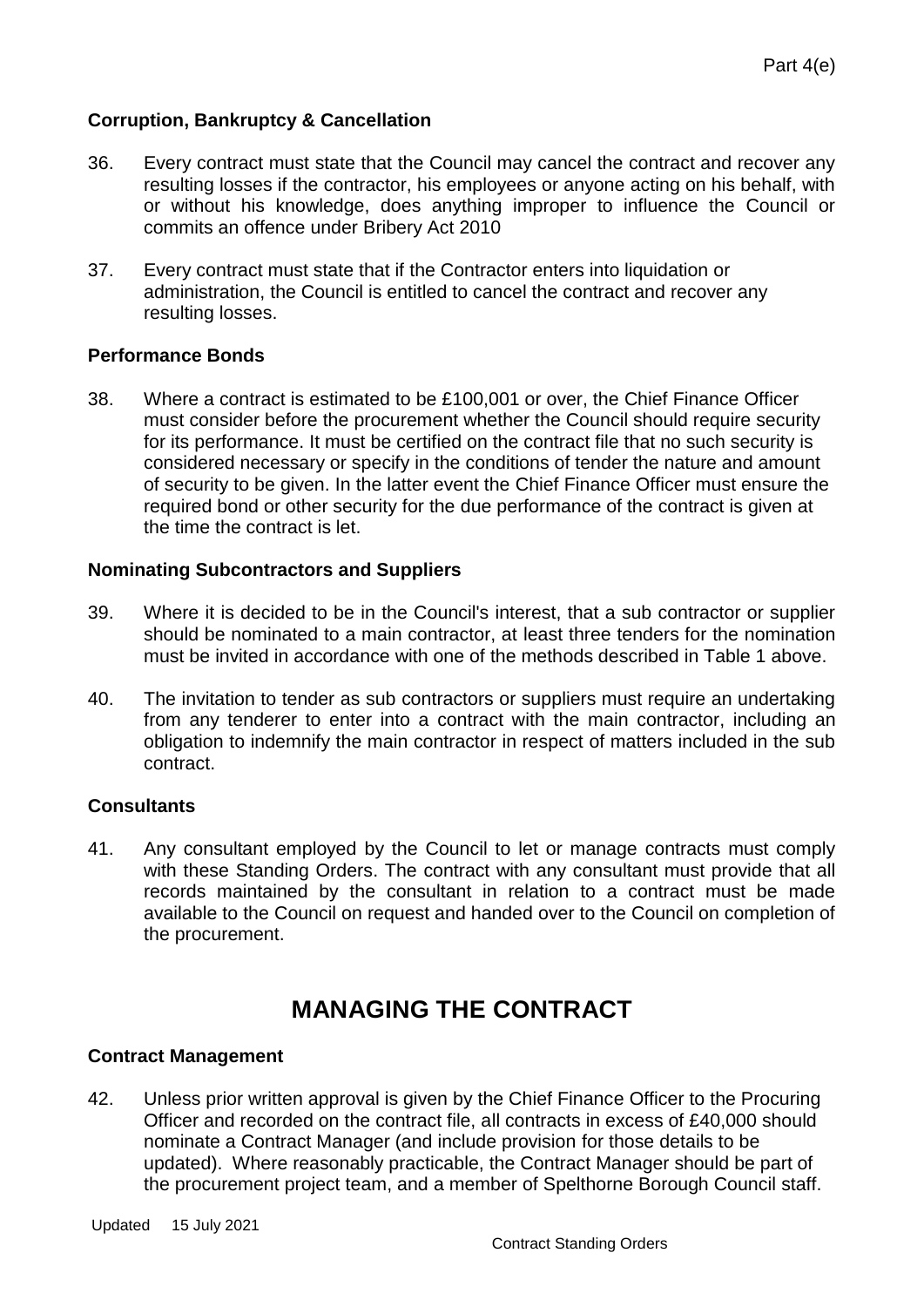### Corruption, Bankruptcy & Cancellation

36. Every contract must state that the Council may cancel the contract and recover any resulting losses if the contractor, his employees or anyone acting on his behalf, with or without his knowledge, does anything improper to influence the Council or commits an offence under Bribery Act 2010

37. Every contract must state that if the Contractor enters into liquidation or administration, the Council is entitled to cancel the contract and recover any resulting losses.

### Performance Bonds

38. Where a contract is estimated to be £100,001 or over, the Chief Finance Officer must consider before the procurement whether the Council should require security for its performance. It must be certified on the contract file that no such security is considered necessary or specify in the conditions of tender the nature and amount of security to be given. In the latter event the Chief Finance Officer must ensure the required bond or other security for the due performance of the contract is given at the time the contract is let.

### Nominating Subcontractors and Suppliers

39. Where it is decided to be in the Council's interest, that a sub contractor or supplier should be nominated to a main contractor, at least three tenders for the nomination must be invited in accordance with one of the methods described in Table 1 above.

40. The invitation to tender as sub contractors or suppliers must require an undertaking from any tenderer to enter into a contract with the main contractor, including an obligation to indemnify the main contractor in respect of matters included in the sub contract.

### Consultants

41. Any consultant employed by the Council to let or manage contracts must comply with these Standing Orders. The contract with any consultant must provide that all records maintained by the consultant in relation to a contract must be made available to the Council on request and handed over to the Council on completion of the procurement.

## MANAGING THE CONTRACT

### Contract Management

42. Unless prior written approval is given by the Chief Finance Officer to the Procuring Officer and recorded on the contract file, all contracts in excess of £40,000 should nominate a Contract Manager (and include provision for those details to be updated). Where reasonably practicable, the Contract Manager should be part of the procurement project team, and a member of Spelthorne Borough Council staff.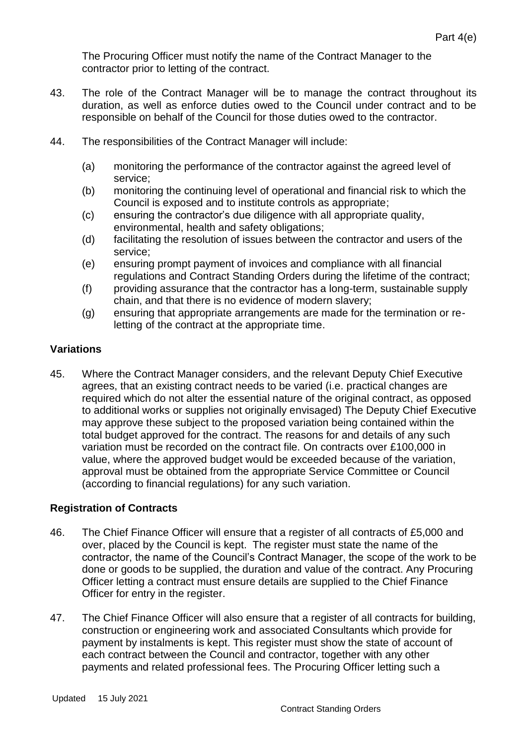The Procuring Officer must notify the name of the Contract Manager to the contractor prior to letting of the contract.

43. The role of the Contract Manager will be to manage the contract throughout its duration, as well as enforce duties owed to the Council under contract and to be responsible on behalf of the Council for those duties owed to the contractor.

44. The responsibilities of the Contract Manager will include:

   (a) monitoring the performance of the contractor against the agreed level of service;
   (b) monitoring the continuing level of operational and financial risk to which the Council is exposed and to institute controls as appropriate;
   (c) ensuring the contractor's due diligence with all appropriate quality, environmental, health and safety obligations;
   (d) facilitating the resolution of issues between the contractor and users of the service;
   (e) ensuring prompt payment of invoices and compliance with all financial regulations and Contract Standing Orders during the lifetime of the contract;
   (f) providing assurance that the contractor has a long-term, sustainable supply chain, and that there is no evidence of modern slavery;
   (g) ensuring that appropriate arrangements are made for the termination or re-letting of the contract at the appropriate time.

## Variations

45. Where the Contract Manager considers, and the relevant Deputy Chief Executive agrees, that an existing contract needs to be varied (i.e. practical changes are required which do not alter the essential nature of the original contract, as opposed to additional works or supplies not originally envisaged) The Deputy Chief Executive may approve these subject to the proposed variation being contained within the total budget approved for the contract. The reasons for and details of any such variation must be recorded on the contract file. On contracts over £100,000 in value, where the approved budget would be exceeded because of the variation, approval must be obtained from the appropriate Service Committee or Council (according to financial regulations) for any such variation.

## Registration of Contracts

46. The Chief Finance Officer will ensure that a register of all contracts of £5,000 and over, placed by the Council is kept. The register must state the name of the contractor, the name of the Council's Contract Manager, the scope of the work to be done or goods to be supplied, the duration and value of the contract. Any Procuring Officer letting a contract must ensure details are supplied to the Chief Finance Officer for entry in the register.

47. The Chief Finance Officer will also ensure that a register of all contracts for building, construction or engineering work and associated Consultants which provide for payment by instalments is kept. This register must show the state of account of each contract between the Council and contractor, together with any other payments and related professional fees. The Procuring Officer letting such a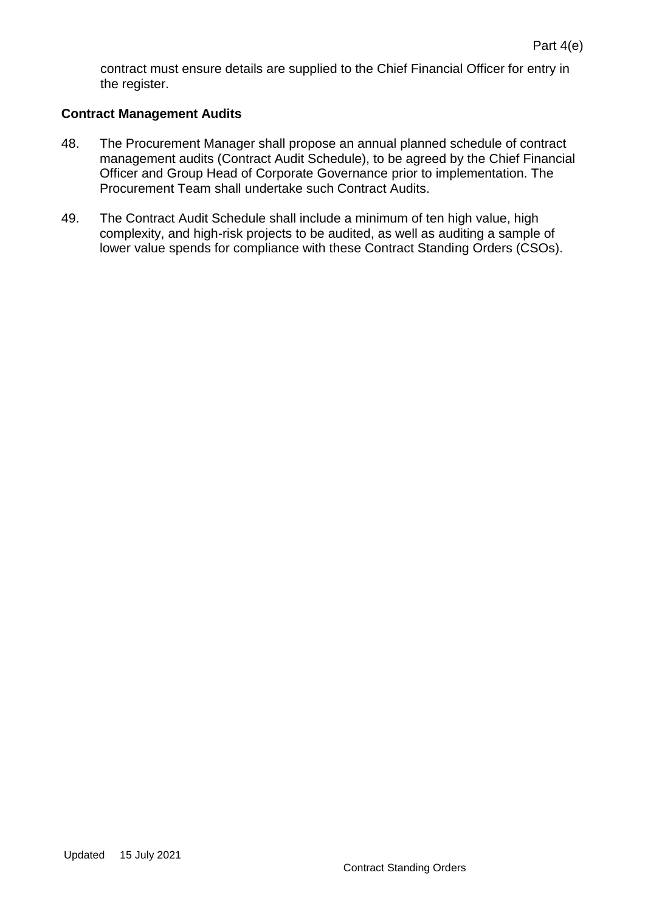contract must ensure details are supplied to the Chief Financial Officer for entry in the register.

**Contract Management Audits**

48. The Procurement Manager shall propose an annual planned schedule of contract management audits (Contract Audit Schedule), to be agreed by the Chief Financial Officer and Group Head of Corporate Governance prior to implementation. The Procurement Team shall undertake such Contract Audits.

49. The Contract Audit Schedule shall include a minimum of ten high value, high complexity, and high-risk projects to be audited, as well as auditing a sample of lower value spends for compliance with these Contract Standing Orders (CSOs).